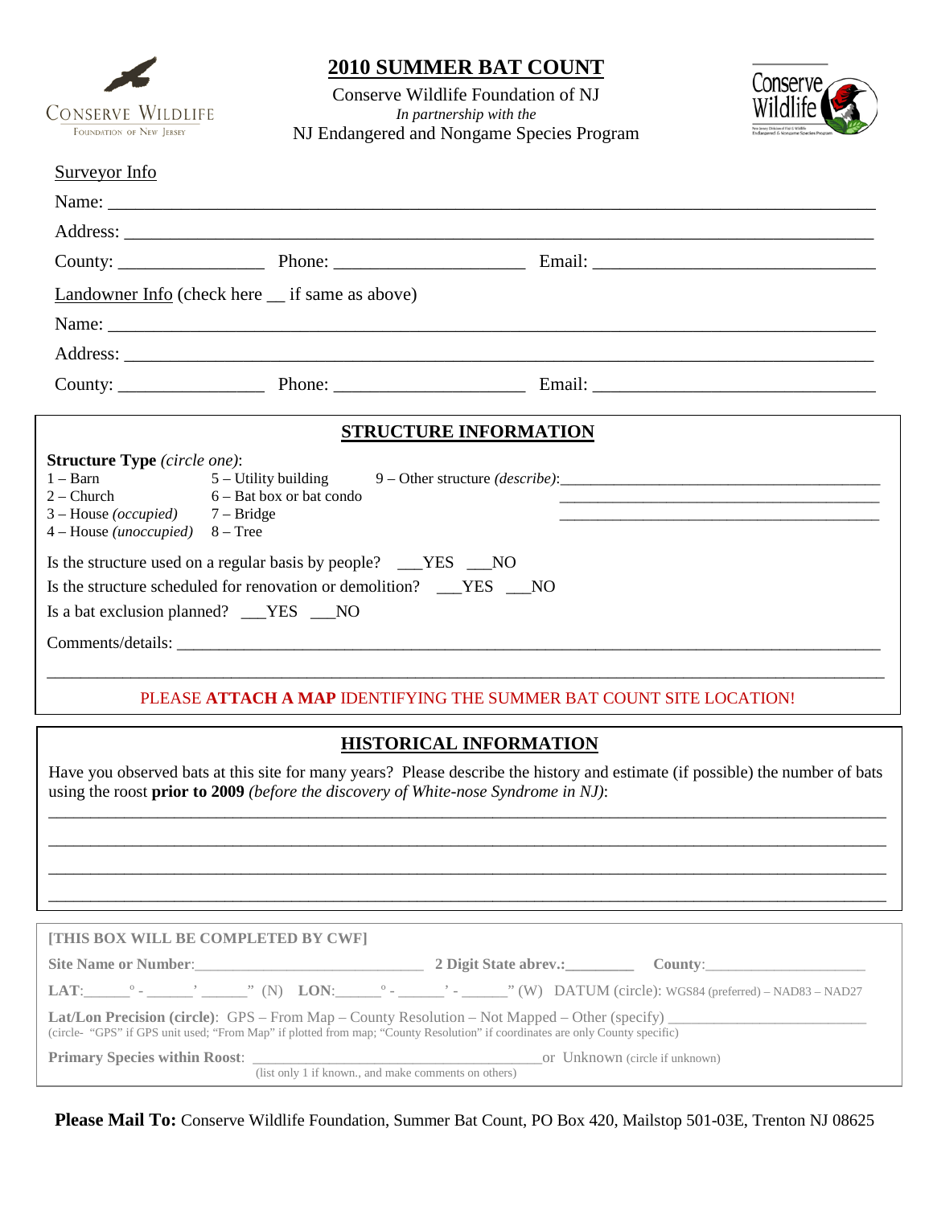# 2010 SUMMER BAT COUNT

Conserve Wildlife Foundation of NJ
*In partnership with the*
NJ Endangered and Nongame Species Program

Surveyor Info

Name: ___________________________________________________________________________

Address: _________________________________________________________________________

County: ________________ Phone: ____________________ Email: ______________________________

Landowner Info (check here __ if same as above)

Name: ___________________________________________________________________________

Address: _________________________________________________________________________

County: ________________ Phone: ____________________ Email: ______________________________

## STRUCTURE INFORMATION

**Structure Type** *(circle one)*:

1 – Barn
2 – Church
3 – House *(occupied)*
4 – House *(unoccupied)*
5 – Utility building
6 – Bat box or bat condo
7 – Bridge
8 – Tree
9 – Other structure *(describe)*:_______________________________________

Is the structure used on a regular basis by people? ___YES ___NO

Is the structure scheduled for renovation or demolition? ___YES ___NO

Is a bat exclusion planned? ___YES ___NO

Comments/details: ______________________________________________________________________

_____________________________________________________________________________________

PLEASE **ATTACH A MAP** IDENTIFYING THE SUMMER BAT COUNT SITE LOCATION!

## HISTORICAL INFORMATION

Have you observed bats at this site for many years? Please describe the history and estimate (if possible) the number of bats using the roost **prior to 2009** *(before the discovery of White-nose Syndrome in NJ)*:

_____________________________________________________________________________________

_____________________________________________________________________________________

_____________________________________________________________________________________

_____________________________________________________________________________________

**[THIS BOX WILL BE COMPLETED BY CWF]**

**Site Name or Number**:____________________________ **2 Digit State abrev.:**________ **County**:____________________

**LAT**:______° - ______' ______" (N) **LON**:______° - ______' - ______" (W) DATUM (circle): WGS84 (preferred) – NAD83 – NAD27

**Lat/Lon Precision (circle)**: GPS – From Map – County Resolution – Not Mapped – Other (specify) ____________________
(circle- "GPS" if GPS unit used; "From Map" if plotted from map; "County Resolution" if coordinates are only County specific)

**Primary Species within Roost**: ___________________________________ or Unknown (circle if unknown)
(list only 1 if known., and make comments on others)

**Please Mail To:** Conserve Wildlife Foundation, Summer Bat Count, PO Box 420, Mailstop 501-03E, Trenton NJ 08625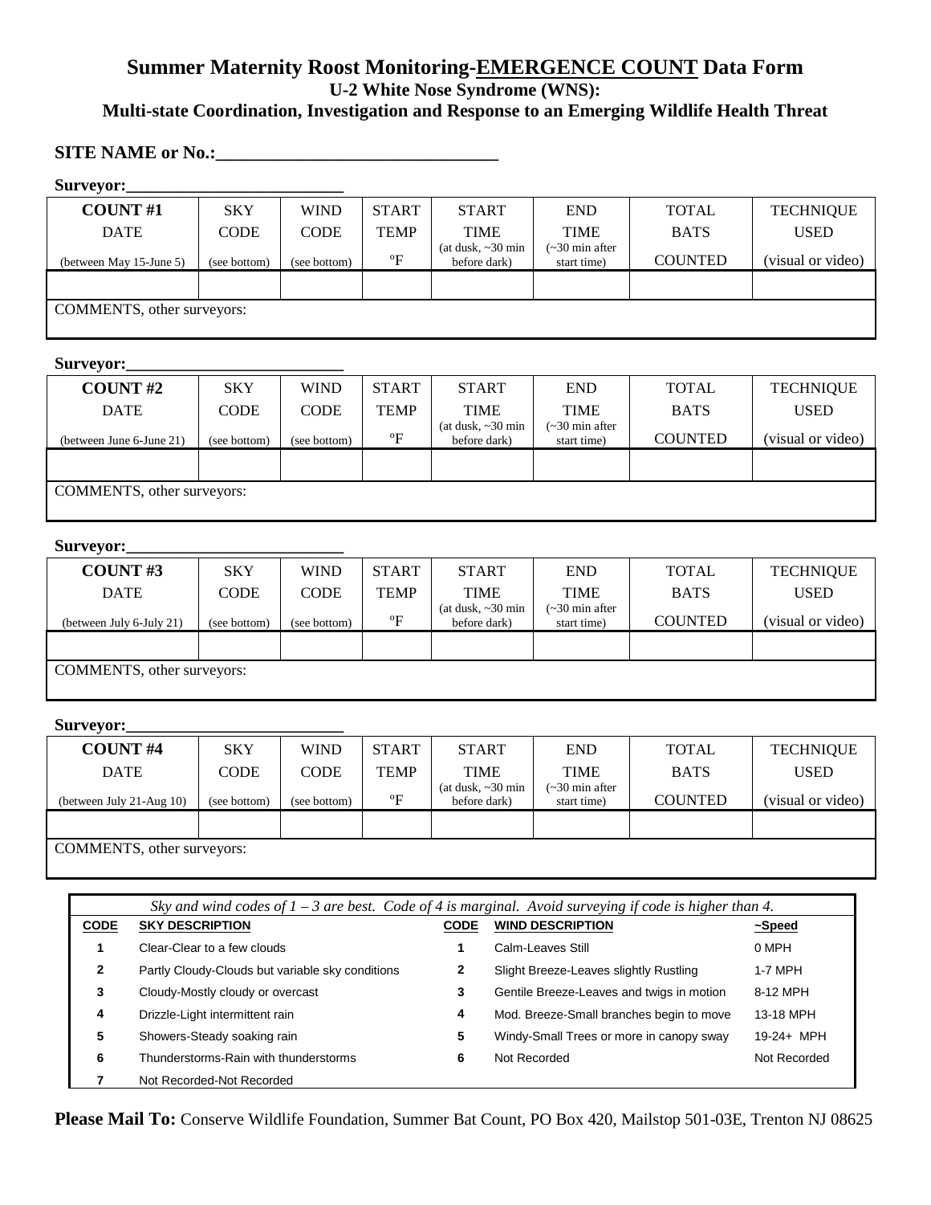# Summary Maternity Roost Monitoring-EMERGENCE COUNT Data Form

**U-2 White Nose Syndrome (WNS):**

**Multi-state Coordination, Investigation and Response to an Emerging Wildlife Health Threat**

**SITE NAME or No.:________________________________**

**Surveyor:___________________________**

| **COUNT #1** DATE (between May 15-June 5) | SKY CODE (see bottom) | WIND CODE (see bottom) | START TEMP ºF | START TIME (at dusk, ~30 min before dark) | END TIME (~30 min after start time) | TOTAL BATS COUNTED | TECHNIQUE USED (visual or video) |
|---|---|---|---|---|---|---|---|
| | | | | | | | |
| COMMENTS, other surveyors: | | | | | | | |

**Surveyor:___________________________**

| **COUNT #2** DATE (between June 6-June 21) | SKY CODE (see bottom) | WIND CODE (see bottom) | START TEMP ºF | START TIME (at dusk, ~30 min before dark) | END TIME (~30 min after start time) | TOTAL BATS COUNTED | TECHNIQUE USED (visual or video) |
|---|---|---|---|---|---|---|---|
| | | | | | | | |
| COMMENTS, other surveyors: | | | | | | | |

**Surveyor:___________________________**

| **COUNT #3** DATE (between July 6-July 21) | SKY CODE (see bottom) | WIND CODE (see bottom) | START TEMP ºF | START TIME (at dusk, ~30 min before dark) | END TIME (~30 min after start time) | TOTAL BATS COUNTED | TECHNIQUE USED (visual or video) |
|---|---|---|---|---|---|---|---|
| | | | | | | | |
| COMMENTS, other surveyors: | | | | | | | |

**Surveyor:___________________________**

| **COUNT #4** DATE (between July 21-Aug 10) | SKY CODE (see bottom) | WIND CODE (see bottom) | START TEMP ºF | START TIME (at dusk, ~30 min before dark) | END TIME (~30 min after start time) | TOTAL BATS COUNTED | TECHNIQUE USED (visual or video) |
|---|---|---|---|---|---|---|---|
| | | | | | | | |
| COMMENTS, other surveyors: | | | | | | | |

*Sky and wind codes of 1 – 3 are best. Code of 4 is marginal. Avoid surveying if code is higher than 4.*

| **CODE** | **SKY DESCRIPTION** | **CODE** | **WIND DESCRIPTION** | **~Speed** |
|---|---|---|---|---|
| 1 | Clear-Clear to a few clouds | 1 | Calm-Leaves Still | 0 MPH |
| 2 | Partly Cloudy-Clouds but variable sky conditions | 2 | Slight Breeze-Leaves slightly Rustling | 1-7 MPH |
| 3 | Cloudy-Mostly cloudy or overcast | 3 | Gentile Breeze-Leaves and twigs in motion | 8-12 MPH |
| 4 | Drizzle-Light intermittent rain | 4 | Mod. Breeze-Small branches begin to move | 13-18 MPH |
| 5 | Showers-Steady soaking rain | 5 | Windy-Small Trees or more in canopy sway | 19-24+ MPH |
| 6 | Thunderstorms-Rain with thunderstorms | 6 | Not Recorded | Not Recorded |
| 7 | Not Recorded-Not Recorded | | | |

**Please Mail To:** Conserve Wildlife Foundation, Summer Bat Count, PO Box 420, Mailstop 501-03E, Trenton NJ 08625